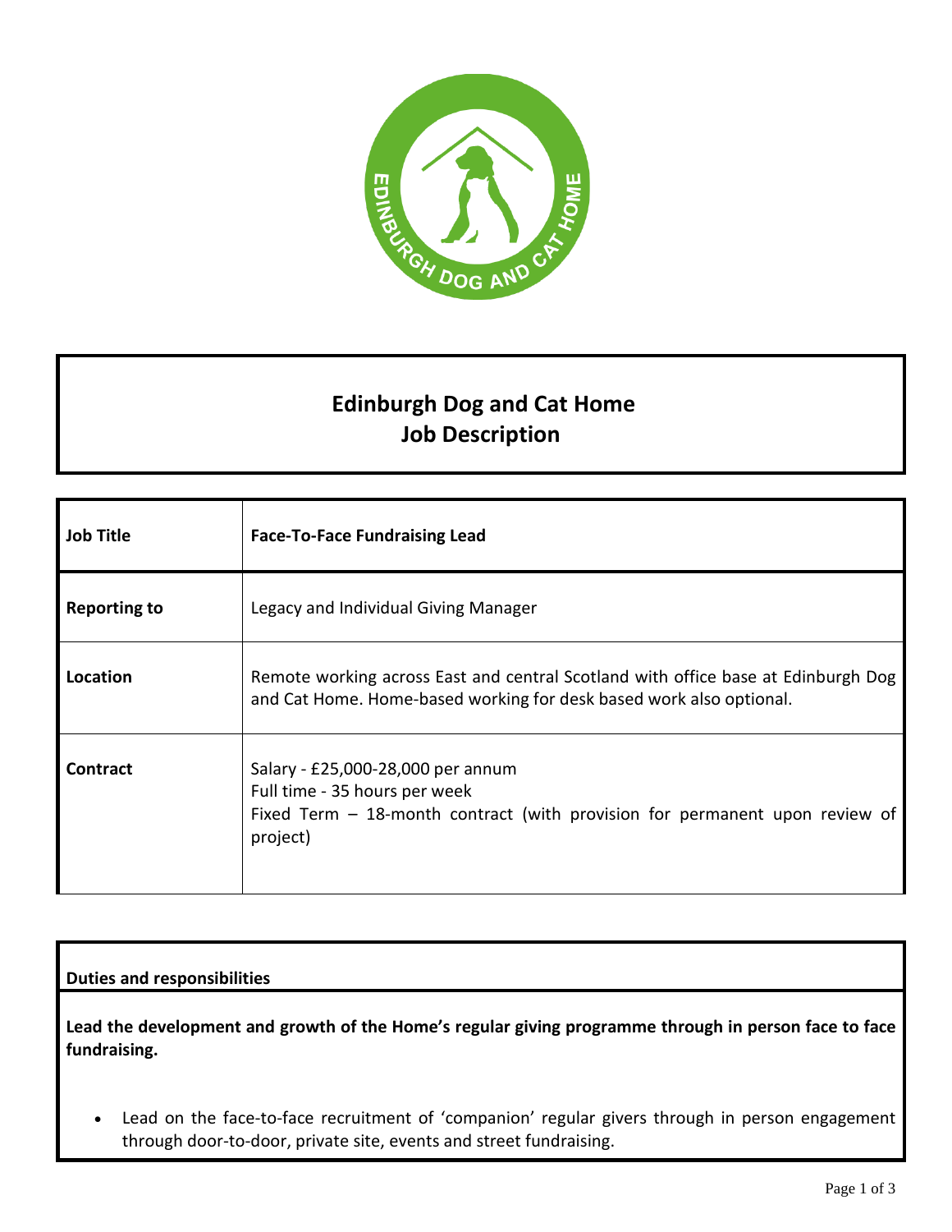# Edinburgh Dog and Cat Home
## Job Description

| | |
|---|---|
| **Job Title** | **Face-To-Face Fundraising Lead** |
| **Reporting to** | Legacy and Individual Giving Manager |
| **Location** | Remote working across East and central Scotland with office base at Edinburgh Dog and Cat Home. Home-based working for desk based work also optional. |
| **Contract** | Salary - £25,000-28,000 per annum<br>Full time - 35 hours per week<br>Fixed Term – 18-month contract (with provision for permanent upon review of project) |

**Duties and responsibilities**

**Lead the development and growth of the Home's regular giving programme through in person face to face fundraising.**

- Lead on the face-to-face recruitment of 'companion' regular givers through in person engagement through door-to-door, private site, events and street fundraising.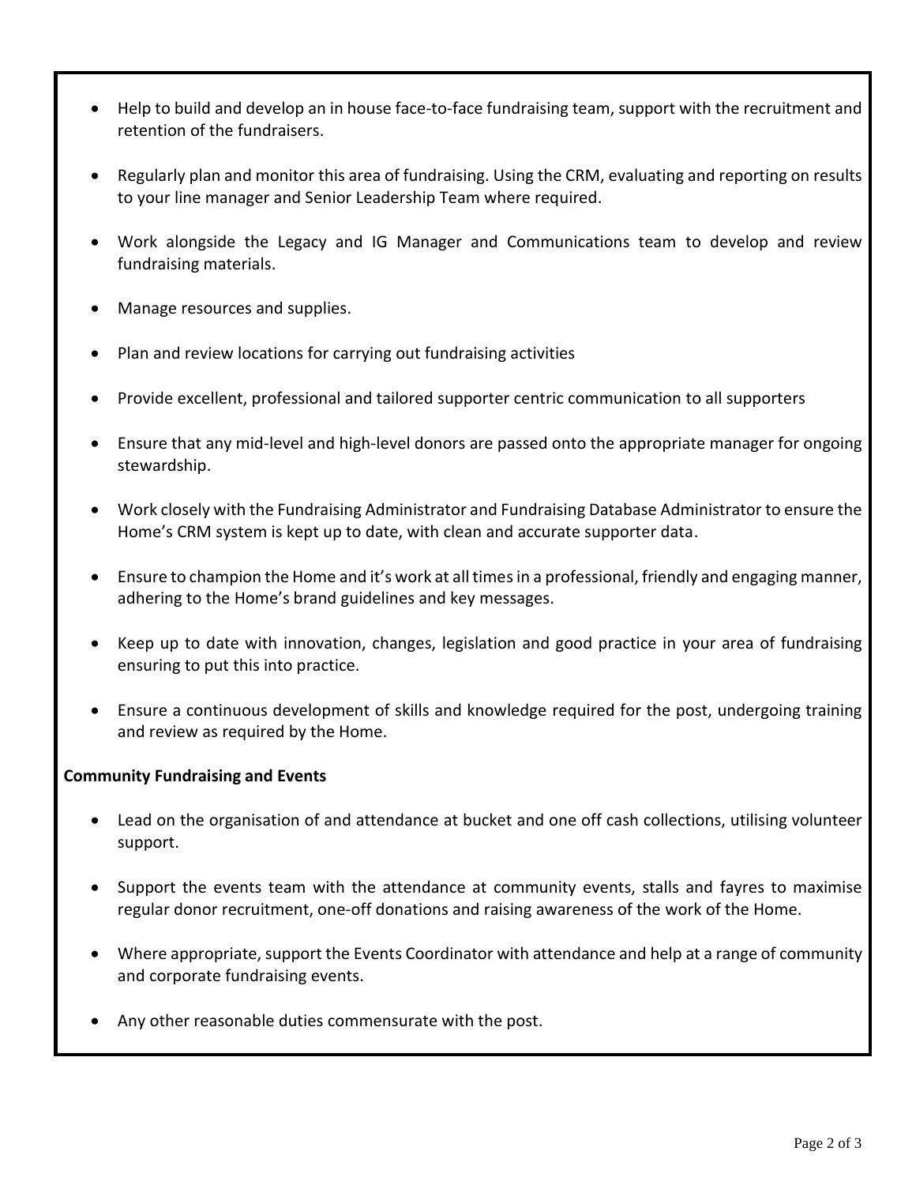- Help to build and develop an in house face-to-face fundraising team, support with the recruitment and retention of the fundraisers.
- Regularly plan and monitor this area of fundraising. Using the CRM, evaluating and reporting on results to your line manager and Senior Leadership Team where required.
- Work alongside the Legacy and IG Manager and Communications team to develop and review fundraising materials.
- Manage resources and supplies.
- Plan and review locations for carrying out fundraising activities
- Provide excellent, professional and tailored supporter centric communication to all supporters
- Ensure that any mid-level and high-level donors are passed onto the appropriate manager for ongoing stewardship.
- Work closely with the Fundraising Administrator and Fundraising Database Administrator to ensure the Home's CRM system is kept up to date, with clean and accurate supporter data.
- Ensure to champion the Home and it's work at all times in a professional, friendly and engaging manner, adhering to the Home's brand guidelines and key messages.
- Keep up to date with innovation, changes, legislation and good practice in your area of fundraising ensuring to put this into practice.
- Ensure a continuous development of skills and knowledge required for the post, undergoing training and review as required by the Home.

**Community Fundraising and Events**

- Lead on the organisation of and attendance at bucket and one off cash collections, utilising volunteer support.
- Support the events team with the attendance at community events, stalls and fayres to maximise regular donor recruitment, one-off donations and raising awareness of the work of the Home.
- Where appropriate, support the Events Coordinator with attendance and help at a range of community and corporate fundraising events.
- Any other reasonable duties commensurate with the post.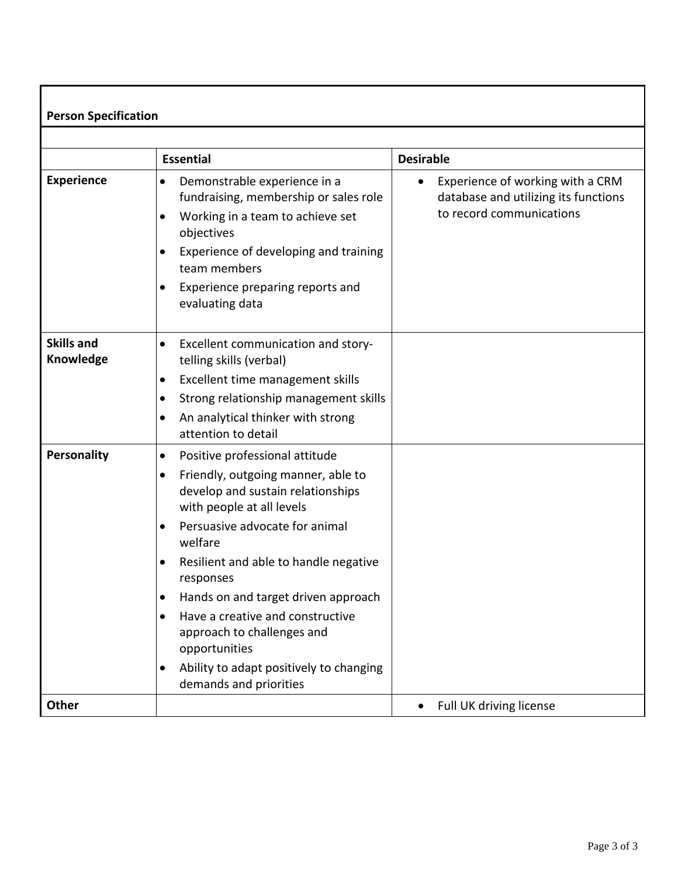**Person Specification**

| | Essential | Desirable |
|---|---|---|
| **Experience** | • Demonstrable experience in a fundraising, membership or sales role<br>• Working in a team to achieve set objectives<br>• Experience of developing and training team members<br>• Experience preparing reports and evaluating data | • Experience of working with a CRM database and utilizing its functions to record communications |
| **Skills and Knowledge** | • Excellent communication and story-telling skills (verbal)<br>• Excellent time management skills<br>• Strong relationship management skills<br>• An analytical thinker with strong attention to detail | |
| **Personality** | • Positive professional attitude<br>• Friendly, outgoing manner, able to develop and sustain relationships with people at all levels<br>• Persuasive advocate for animal welfare<br>• Resilient and able to handle negative responses<br>• Hands on and target driven approach<br>• Have a creative and constructive approach to challenges and opportunities<br>• Ability to adapt positively to changing demands and priorities | |
| **Other** | | • Full UK driving license |